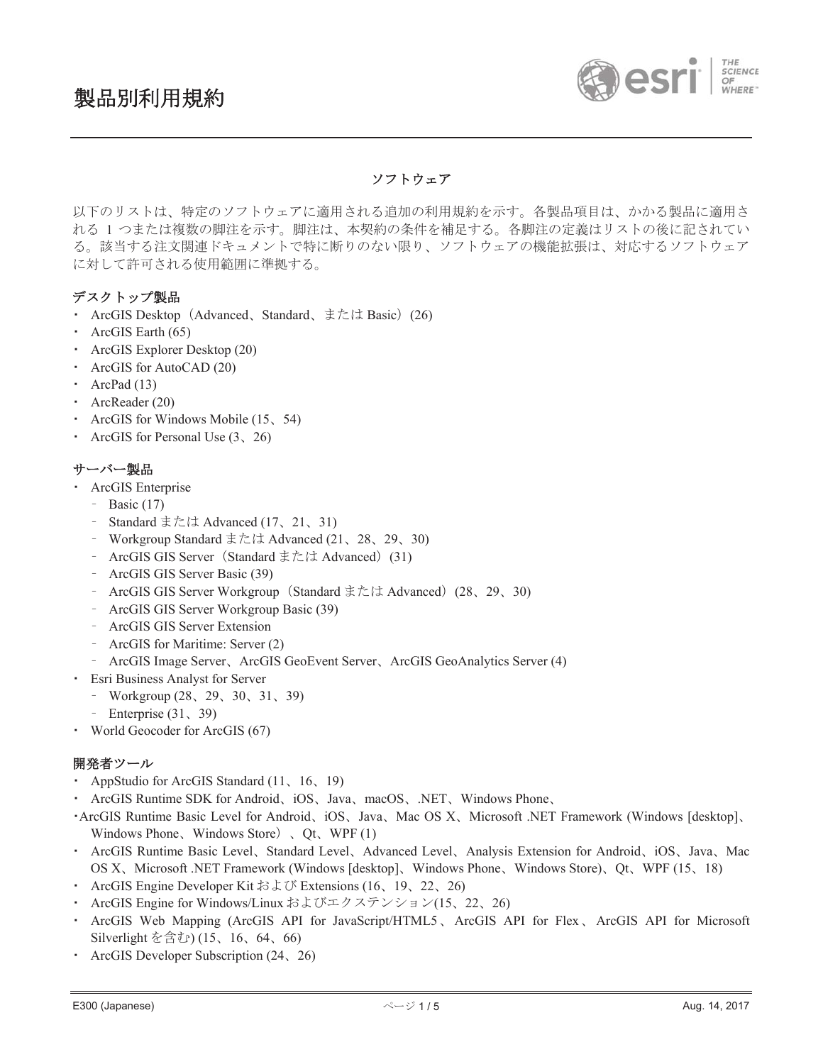# 製品別利用規約

## ソフトウェア

以下のリストは、特定のソフトウェアに適用される追加の利用規約を示す。各製品項目は、かかる製品に適用される 1 つまたは複数の脚注を示す。脚注は、本契約の条件を補足する。各脚注の定義はリストの後に記されている。該当する注文関連ドキュメントで特に断りのない限り、ソフトウェアの機能拡張は、対応するソフトウェアに対して許可される使用範囲に準拠する。

### デスクトップ製品

- ArcGIS Desktop（Advanced、Standard、または Basic）(26)
- ArcGIS Earth (65)
- ArcGIS Explorer Desktop (20)
- ArcGIS for AutoCAD (20)
- ArcPad (13)
- ArcReader (20)
- ArcGIS for Windows Mobile (15、54)
- ArcGIS for Personal Use (3、26)

### サーバー製品

- ArcGIS Enterprise
  - Basic (17)
  - Standard または Advanced (17、21、31)
  - Workgroup Standard または Advanced (21、28、29、30)
  - ArcGIS GIS Server（Standard または Advanced）(31)
  - ArcGIS GIS Server Basic (39)
  - ArcGIS GIS Server Workgroup（Standard または Advanced）(28、29、30)
  - ArcGIS GIS Server Workgroup Basic (39)
  - ArcGIS GIS Server Extension
  - ArcGIS for Maritime: Server (2)
  - ArcGIS Image Server、ArcGIS GeoEvent Server、ArcGIS GeoAnalytics Server (4)
- Esri Business Analyst for Server
  - Workgroup (28、29、30、31、39)
  - Enterprise (31、39)
- World Geocoder for ArcGIS (67)

### 開発者ツール

- AppStudio for ArcGIS Standard (11、16、19)
- ArcGIS Runtime SDK for Android、iOS、Java、macOS、.NET、Windows Phone、
- ArcGIS Runtime Basic Level for Android、iOS、Java、Mac OS X、Microsoft .NET Framework (Windows [desktop]、Windows Phone、Windows Store）、Qt、WPF (1)
- ArcGIS Runtime Basic Level、Standard Level、Advanced Level、Analysis Extension for Android、iOS、Java、Mac OS X、Microsoft .NET Framework (Windows [desktop]、Windows Phone、Windows Store)、Qt、WPF (15、18)
- ArcGIS Engine Developer Kit および Extensions (16、19、22、26)
- ArcGIS Engine for Windows/Linux およびエクステンション(15、22、26)
- ArcGIS Web Mapping (ArcGIS API for JavaScript/HTML5、ArcGIS API for Flex、ArcGIS API for Microsoft Silverlight を含む) (15、16、64、66)
- ArcGIS Developer Subscription (24、26)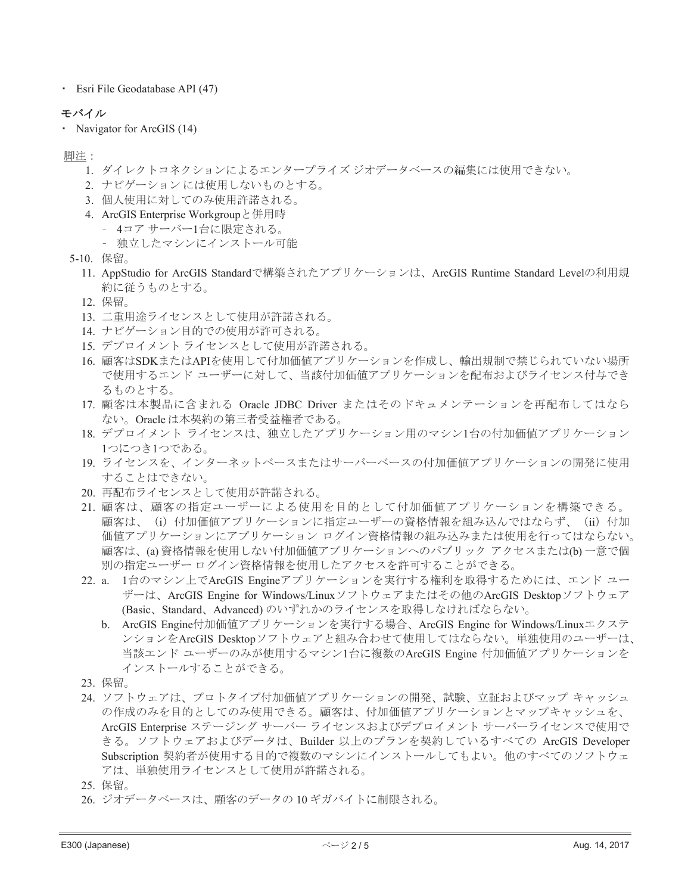- Esri File Geodatabase API (47)

**モバイル**

- Navigator for ArcGIS (14)

脚注：

1. ダイレクトコネクションによるエンタープライズ ジオデータベースの編集には使用できない。
2. ナビゲーション には使用しないものとする。
3. 個人使用に対してのみ使用許諾される。
4. ArcGIS Enterprise Workgroupと併用時
   - 4コア サーバー1台に限定される。
   - 独立したマシンにインストール可能

5-10. 保留。

11. AppStudio for ArcGIS Standardで構築されたアプリケーションは、ArcGIS Runtime Standard Levelの利用規約に従うものとする。
12. 保留。
13. 二重用途ライセンスとして使用が許諾される。
14. ナビゲーション目的での使用が許可される。
15. デプロイメント ライセンスとして使用が許諾される。
16. 顧客はSDKまたはAPIを使用して付加価値アプリケーションを作成し、輸出規制で禁じられていない場所で使用するエンド ユーザーに対して、当該付加価値アプリケーションを配布およびライセンス付与できるものとする。
17. 顧客は本製品に含まれる Oracle JDBC Driver またはそのドキュメンテーションを再配布してはならない。Oracle は本契約の第三者受益権者である。
18. デプロイメント ライセンスは、独立したアプリケーション用のマシン1台の付加価値アプリケーション1つにつき1つである。
19. ライセンスを、インターネットベースまたはサーバーベースの付加価値アプリケーションの開発に使用することはできない。
20. 再配布ライセンスとして使用が許諾される。
21. 顧客は、顧客の指定ユーザーによる使用を目的として付加価値アプリケーションを構築できる。顧客は、（i）付加価値アプリケーションに指定ユーザーの資格情報を組み込んではならず、（ii）付加価値アプリケーションにアプリケーション ログイン資格情報の組み込みまたは使用を行ってはならない。顧客は、(a) 資格情報を使用しない付加価値アプリケーションへのパブリック アクセスまたは(b) 一意で個別の指定ユーザー ログイン資格情報を使用したアクセスを許可することができる。
22. a. 1台のマシン上でArcGIS Engineアプリケーションを実行する権利を取得するためには、エンド ユーザーは、ArcGIS Engine for Windows/Linuxソフトウェアまたはその他のArcGIS Desktopソフトウェア (Basic、Standard、Advanced) のいずれかのライセンスを取得しなければならない。
    b. ArcGIS Engine付加価値アプリケーションを実行する場合、ArcGIS Engine for Windows/LinuxエクステンションをArcGIS Desktopソフトウェアと組み合わせて使用してはならない。単独使用のユーザーは、当該エンド ユーザーのみが使用するマシン1台に複数のArcGIS Engine 付加価値アプリケーションをインストールすることができる。
23. 保留。
24. ソフトウェアは、プロトタイプ付加価値アプリケーションの開発、試験、立証およびマップ キャッシュの作成のみを目的としてのみ使用できる。顧客は、付加価値アプリケーションとマップキャッシュを、ArcGIS Enterprise ステージング サーバー ライセンスおよびデプロイメント サーバーライセンスで使用できる。ソフトウェアおよびデータは、Builder 以上のプランを契約しているすべての ArcGIS Developer Subscription 契約者が使用する目的で複数のマシンにインストールしてもよい。他のすべてのソフトウェアは、単独使用ライセンスとして使用が許諾される。
25. 保留。
26. ジオデータベースは、顧客のデータの 10 ギガバイトに制限される。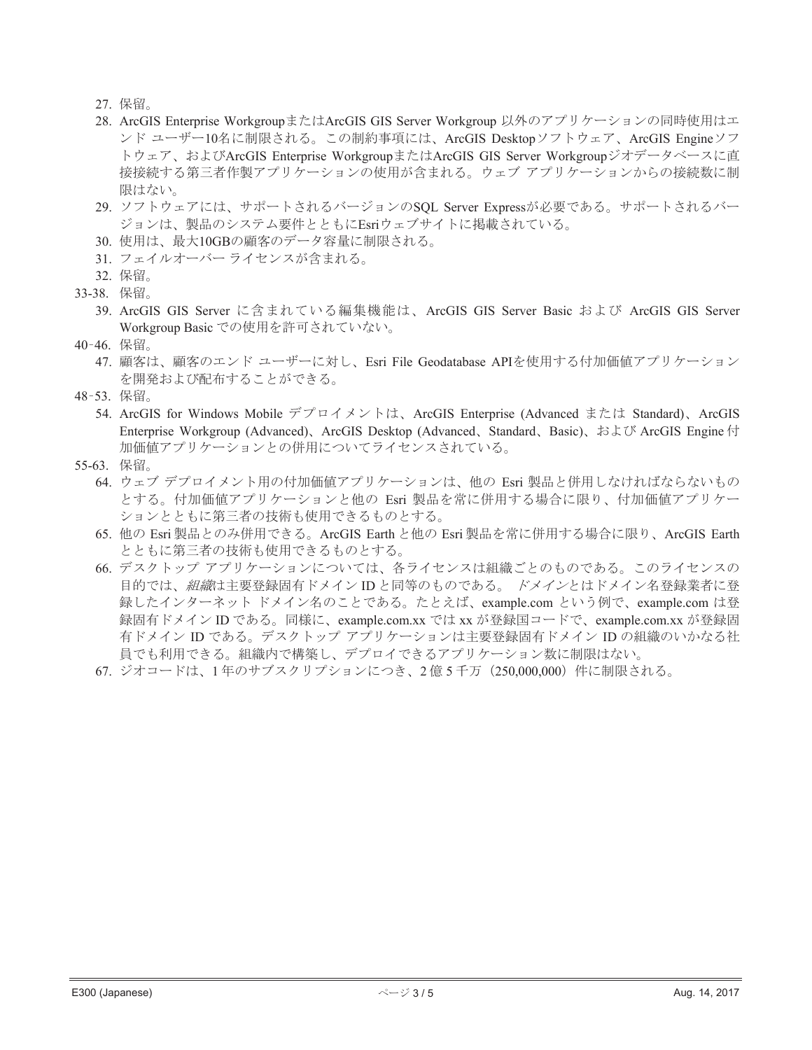27. 保留。
28. ArcGIS Enterprise WorkgroupまたはArcGIS GIS Server Workgroup 以外のアプリケーションの同時使用はエンド ユーザー10名に制限される。この制約事項には、ArcGIS Desktopソフトウェア、ArcGIS Engineソフトウェア、およびArcGIS Enterprise WorkgroupまたはArcGIS GIS Server Workgroupジオデータベースに直接接続する第三者作製アプリケーションの使用が含まれる。ウェブ アプリケーションからの接続数に制限はない。
29. ソフトウェアには、サポートされるバージョンのSQL Server Expressが必要である。サポートされるバージョンは、製品のシステム要件とともにEsriウェブサイトに掲載されている。
30. 使用は、最大10GBの顧客のデータ容量に制限される。
31. フェイルオーバー ライセンスが含まれる。
32. 保留。

33-38. 保留。

39. ArcGIS GIS Server に含まれている編集機能は、ArcGIS GIS Server Basic および ArcGIS GIS Server Workgroup Basic での使用を許可されていない。

40‑46. 保留。

47. 顧客は、顧客のエンド ユーザーに対し、Esri File Geodatabase APIを使用する付加価値アプリケーションを開発および配布することができる。

48‑53. 保留。

54. ArcGIS for Windows Mobile デプロイメントは、ArcGIS Enterprise (Advanced または Standard)、ArcGIS Enterprise Workgroup (Advanced)、ArcGIS Desktop (Advanced、Standard、Basic)、および ArcGIS Engine 付加価値アプリケーションとの併用についてライセンスされている。

55-63. 保留。

64. ウェブ デプロイメント用の付加価値アプリケーションは、他の Esri 製品と併用しなければならないものとする。付加価値アプリケーションと他の Esri 製品を常に併用する場合に限り、付加価値アプリケーションとともに第三者の技術も使用できるものとする。
65. 他の Esri 製品とのみ併用できる。ArcGIS Earth と他の Esri 製品を常に併用する場合に限り、ArcGIS Earth とともに第三者の技術も使用できるものとする。
66. デスクトップ アプリケーションについては、各ライセンスは組織ごとのものである。このライセンスの目的では、*組織*は主要登録固有ドメイン ID と同等のものである。 *ドメイン*とはドメイン名登録業者に登録したインターネット ドメイン名のことである。たとえば、example.com という例で、example.com は登録固有ドメイン ID である。同様に、example.com.xx では xx が登録国コードで、example.com.xx が登録固有ドメイン ID である。デスクトップ アプリケーションは主要登録固有ドメイン ID の組織のいかなる社員でも利用できる。組織内で構築し、デプロイできるアプリケーション数に制限はない。
67. ジオコードは、1 年のサブスクリプションにつき、2 億 5 千万（250,000,000）件に制限される。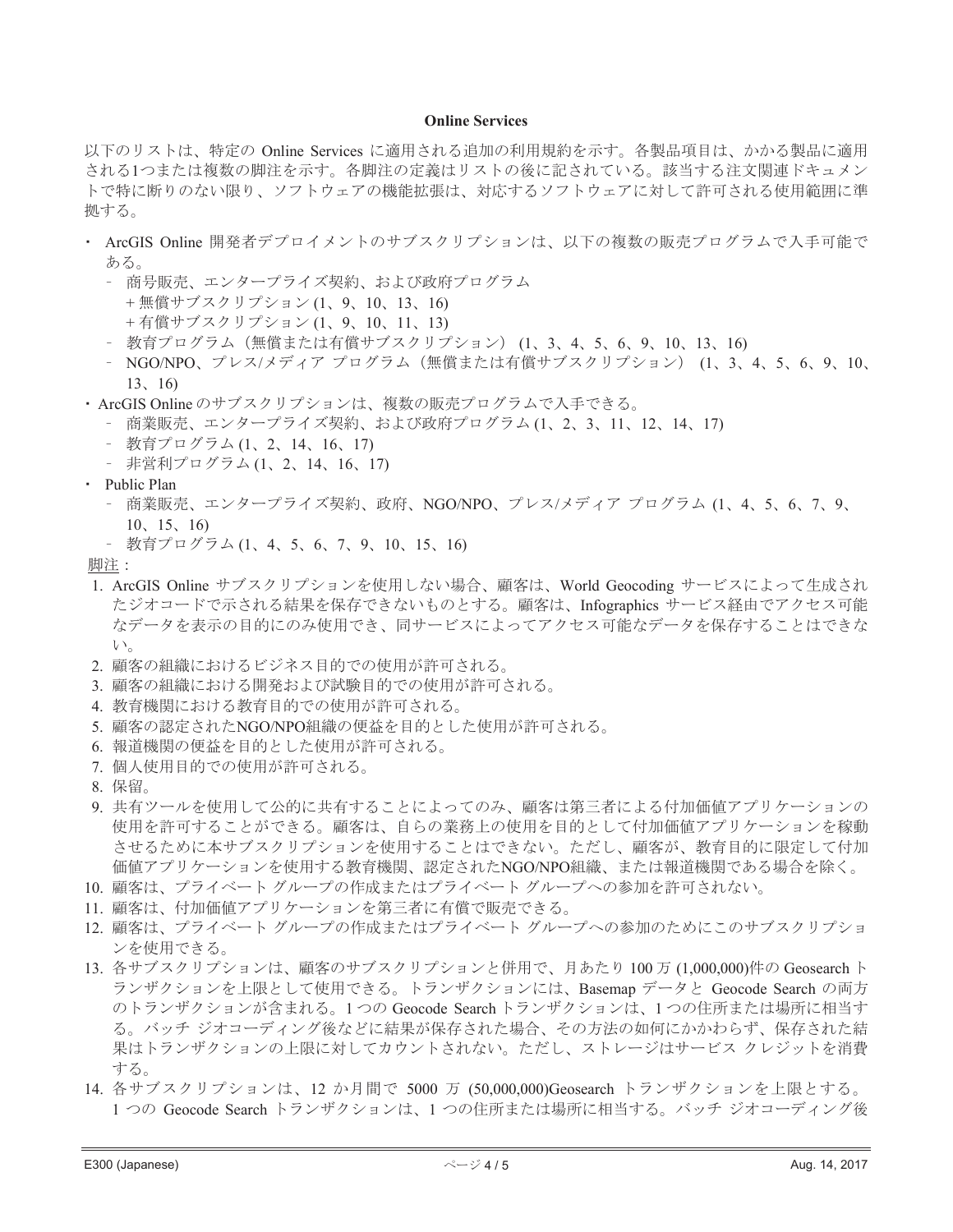**Online Services**

以下のリストは、特定の Online Services に適用される追加の利用規約を示す。各製品項目は、かかる製品に適用される1つまたは複数の脚注を示す。各脚注の定義はリストの後に記されている。該当する注文関連ドキュメントで特に断りのない限り、ソフトウェアの機能拡張は、対応するソフトウェアに対して許可される使用範囲に準拠する。

- ArcGIS Online 開発者デプロイメントのサブスクリプションは、以下の複数の販売プログラムで入手可能である。
  - 商号販売、エンタープライズ契約、および政府プログラム
    - + 無償サブスクリプション (1、9、10、13、16)
    - + 有償サブスクリプション (1、9、10、11、13)
  - 教育プログラム（無償または有償サブスクリプション） (1、3、4、5、6、9、10、13、16)
  - NGO/NPO、プレス/メディア プログラム（無償または有償サブスクリプション） (1、3、4、5、6、9、10、13、16)
- ArcGIS Online のサブスクリプションは、複数の販売プログラムで入手できる。
  - 商業販売、エンタープライズ契約、および政府プログラム (1、2、3、11、12、14、17)
  - 教育プログラム (1、2、14、16、17)
  - 非営利プログラム (1、2、14、16、17)
- Public Plan
  - 商業販売、エンタープライズ契約、政府、NGO/NPO、プレス/メディア プログラム (1、4、5、6、7、9、10、15、16)
  - 教育プログラム (1、4、5、6、7、9、10、15、16)

脚注：

1. ArcGIS Online サブスクリプションを使用しない場合、顧客は、World Geocoding サービスによって生成されたジオコードで示される結果を保存できないものとする。顧客は、Infographics サービス経由でアクセス可能なデータを表示の目的にのみ使用でき、同サービスによってアクセス可能なデータを保存することはできない。
2. 顧客の組織におけるビジネス目的での使用が許可される。
3. 顧客の組織における開発および試験目的での使用が許可される。
4. 教育機関における教育目的での使用が許可される。
5. 顧客の認定されたNGO/NPO組織の便益を目的とした使用が許可される。
6. 報道機関の便益を目的とした使用が許可される。
7. 個人使用目的での使用が許可される。
8. 保留。
9. 共有ツールを使用して公的に共有することによってのみ、顧客は第三者による付加価値アプリケーションの使用を許可することができる。顧客は、自らの業務上の使用を目的として付加価値アプリケーションを稼動させるために本サブスクリプションを使用することはできない。ただし、顧客が、教育目的に限定して付加価値アプリケーションを使用する教育機関、認定されたNGO/NPO組織、または報道機関である場合を除く。
10. 顧客は、プライベート グループの作成またはプライベート グループへの参加を許可されない。
11. 顧客は、付加価値アプリケーションを第三者に有償で販売できる。
12. 顧客は、プライベート グループの作成またはプライベート グループへの参加のためにこのサブスクリプションを使用できる。
13. 各サブスクリプションは、顧客のサブスクリプションと併用で、月あたり 100 万 (1,000,000)件の Geosearch トランザクションを上限として使用できる。トランザクションには、Basemap データと Geocode Search の両方のトランザクションが含まれる。1 つの Geocode Search トランザクションは、1 つの住所または場所に相当する。バッチ ジオコーディング後などに結果が保存された場合、その方法の如何にかかわらず、保存された結果はトランザクションの上限に対してカウントされない。ただし、ストレージはサービス クレジットを消費する。
14. 各サブスクリプションは、12 か月間で 5000 万 (50,000,000)Geosearch トランザクションを上限とする。1 つの Geocode Search トランザクションは、1 つの住所または場所に相当する。バッチ ジオコーディング後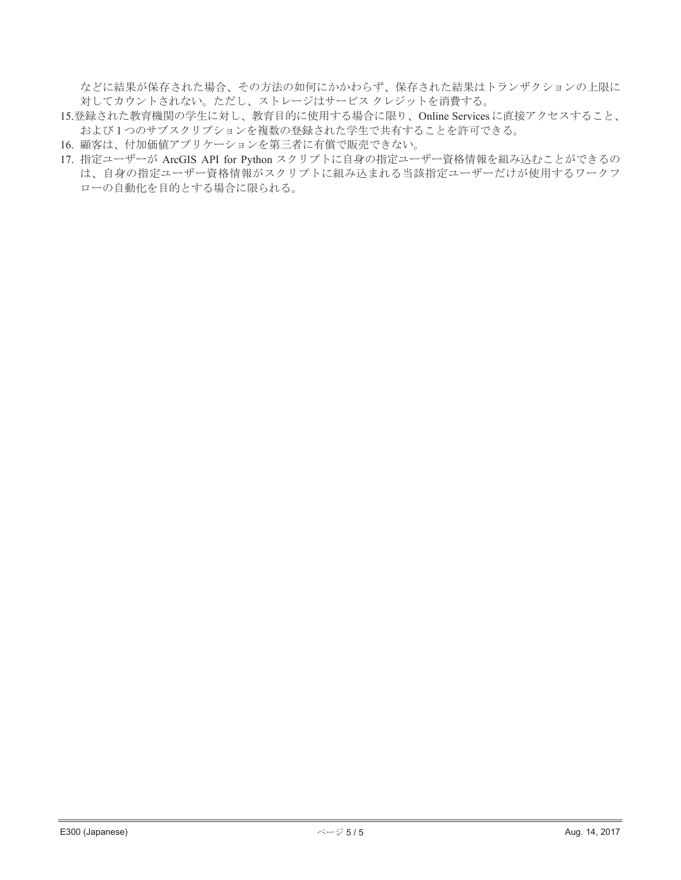などに結果が保存された場合、その方法の如何にかかわらず、保存された結果はトランザクションの上限に対してカウントされない。ただし、ストレージはサービス クレジットを消費する。

15. 登録された教育機関の学生に対し、教育目的に使用する場合に限り、Online Services に直接アクセスすること、および 1 つのサブスクリプションを複数の登録された学生で共有することを許可できる。
16. 顧客は、付加価値アプリケーションを第三者に有償で販売できない。
17. 指定ユーザーが ArcGIS API for Python スクリプトに自身の指定ユーザー資格情報を組み込むことができるのは、自身の指定ユーザー資格情報がスクリプトに組み込まれる当該指定ユーザーだけが使用するワークフローの自動化を目的とする場合に限られる。